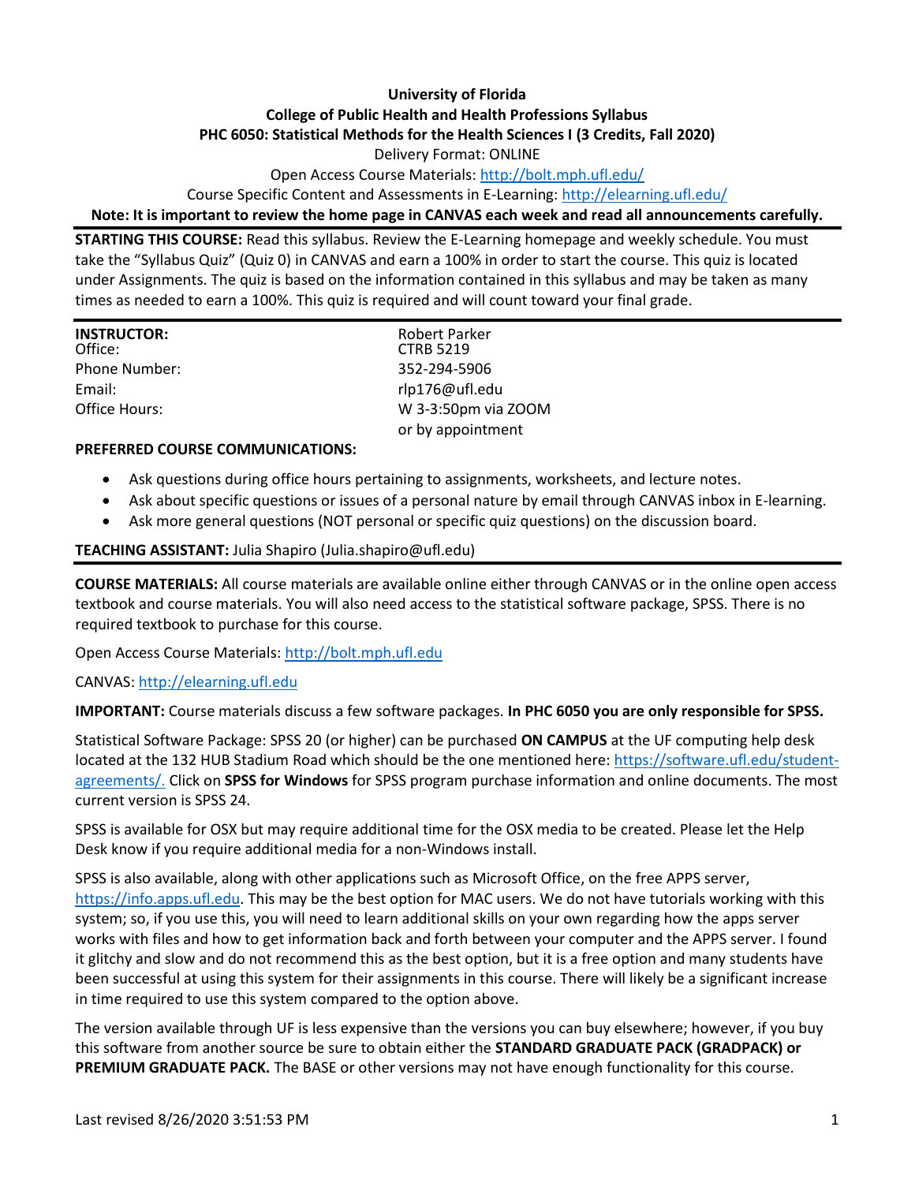**University of Florida**
**College of Public Health and Health Professions Syllabus**
**PHC 6050: Statistical Methods for the Health Sciences I (3 Credits, Fall 2020)**
Delivery Format: ONLINE
Open Access Course Materials: http://bolt.mph.ufl.edu/
Course Specific Content and Assessments in E-Learning: http://elearning.ufl.edu/

**Note: It is important to review the home page in CANVAS each week and read all announcements carefully.**

**STARTING THIS COURSE:** Read this syllabus. Review the E-Learning homepage and weekly schedule. You must take the "Syllabus Quiz" (Quiz 0) in CANVAS and earn a 100% in order to start the course. This quiz is located under Assignments. The quiz is based on the information contained in this syllabus and may be taken as many times as needed to earn a 100%. This quiz is required and will count toward your final grade.

| **INSTRUCTOR:** | Robert Parker |
|---|---|
| Office: | CTRB 5219 |
| Phone Number: | 352-294-5906 |
| Email: | rlp176@ufl.edu |
| Office Hours: | W 3-3:50pm via ZOOM or by appointment |

**PREFERRED COURSE COMMUNICATIONS:**

- Ask questions during office hours pertaining to assignments, worksheets, and lecture notes.
- Ask about specific questions or issues of a personal nature by email through CANVAS inbox in E-learning.
- Ask more general questions (NOT personal or specific quiz questions) on the discussion board.

**TEACHING ASSISTANT:** Julia Shapiro (Julia.shapiro@ufl.edu)

**COURSE MATERIALS:** All course materials are available online either through CANVAS or in the online open access textbook and course materials. You will also need access to the statistical software package, SPSS. There is no required textbook to purchase for this course.

Open Access Course Materials: http://bolt.mph.ufl.edu

CANVAS: http://elearning.ufl.edu

**IMPORTANT:** Course materials discuss a few software packages. **In PHC 6050 you are only responsible for SPSS.**

Statistical Software Package: SPSS 20 (or higher) can be purchased **ON CAMPUS** at the UF computing help desk located at the 132 HUB Stadium Road which should be the one mentioned here: https://software.ufl.edu/student-agreements/. Click on **SPSS for Windows** for SPSS program purchase information and online documents. The most current version is SPSS 24.

SPSS is available for OSX but may require additional time for the OSX media to be created. Please let the Help Desk know if you require additional media for a non-Windows install.

SPSS is also available, along with other applications such as Microsoft Office, on the free APPS server, https://info.apps.ufl.edu. This may be the best option for MAC users. We do not have tutorials working with this system; so, if you use this, you will need to learn additional skills on your own regarding how the apps server works with files and how to get information back and forth between your computer and the APPS server. I found it glitchy and slow and do not recommend this as the best option, but it is a free option and many students have been successful at using this system for their assignments in this course. There will likely be a significant increase in time required to use this system compared to the option above.

The version available through UF is less expensive than the versions you can buy elsewhere; however, if you buy this software from another source be sure to obtain either the **STANDARD GRADUATE PACK (GRADPACK) or PREMIUM GRADUATE PACK.** The BASE or other versions may not have enough functionality for this course.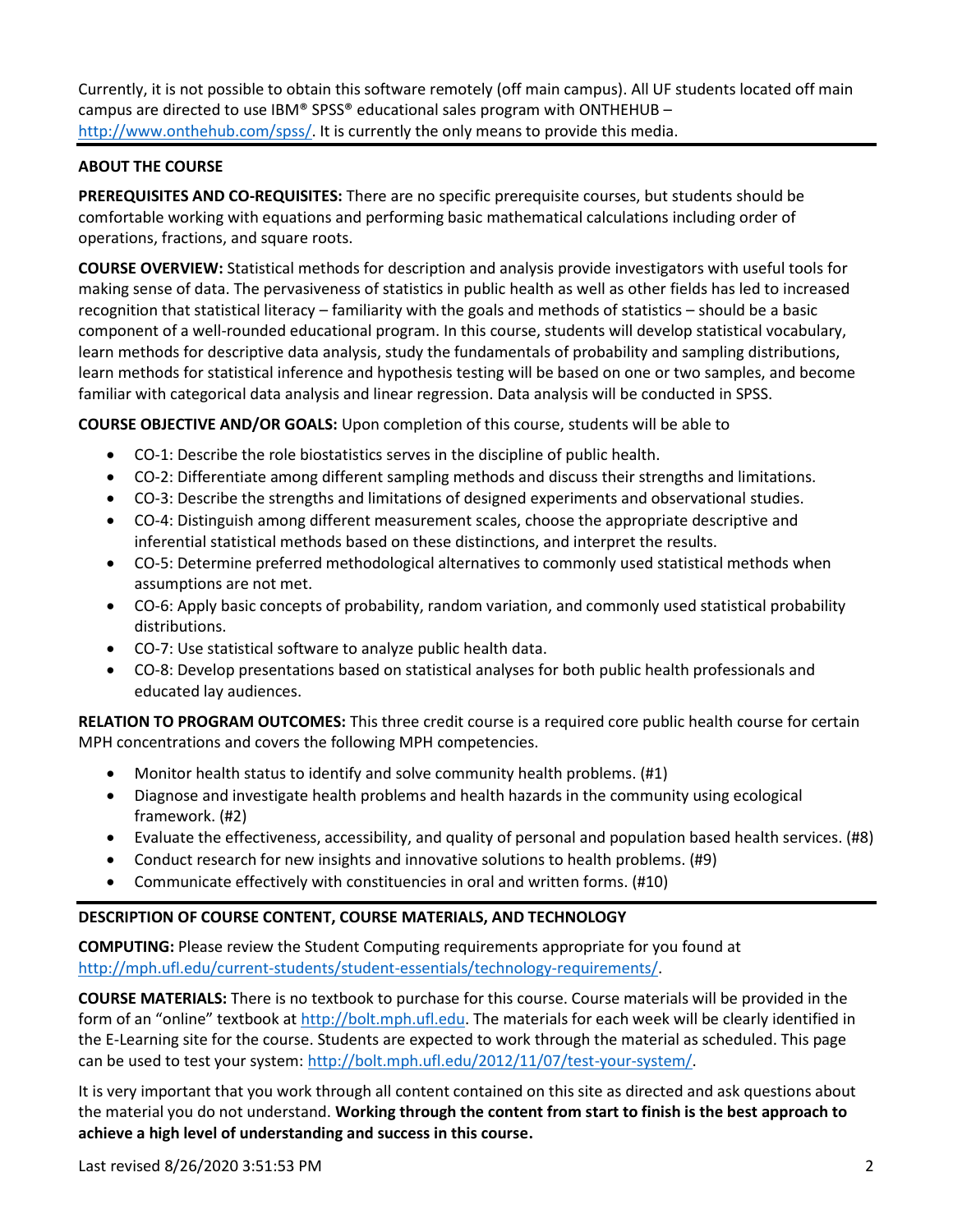Currently, it is not possible to obtain this software remotely (off main campus). All UF students located off main campus are directed to use IBM® SPSS® educational sales program with ONTHEHUB – http://www.onthehub.com/spss/. It is currently the only means to provide this media.

## ABOUT THE COURSE

**PREREQUISITES AND CO-REQUISITES:** There are no specific prerequisite courses, but students should be comfortable working with equations and performing basic mathematical calculations including order of operations, fractions, and square roots.

**COURSE OVERVIEW:** Statistical methods for description and analysis provide investigators with useful tools for making sense of data. The pervasiveness of statistics in public health as well as other fields has led to increased recognition that statistical literacy – familiarity with the goals and methods of statistics – should be a basic component of a well-rounded educational program. In this course, students will develop statistical vocabulary, learn methods for descriptive data analysis, study the fundamentals of probability and sampling distributions, learn methods for statistical inference and hypothesis testing will be based on one or two samples, and become familiar with categorical data analysis and linear regression. Data analysis will be conducted in SPSS.

**COURSE OBJECTIVE AND/OR GOALS:** Upon completion of this course, students will be able to

- CO-1: Describe the role biostatistics serves in the discipline of public health.
- CO-2: Differentiate among different sampling methods and discuss their strengths and limitations.
- CO-3: Describe the strengths and limitations of designed experiments and observational studies.
- CO-4: Distinguish among different measurement scales, choose the appropriate descriptive and inferential statistical methods based on these distinctions, and interpret the results.
- CO-5: Determine preferred methodological alternatives to commonly used statistical methods when assumptions are not met.
- CO-6: Apply basic concepts of probability, random variation, and commonly used statistical probability distributions.
- CO-7: Use statistical software to analyze public health data.
- CO-8: Develop presentations based on statistical analyses for both public health professionals and educated lay audiences.

**RELATION TO PROGRAM OUTCOMES:** This three credit course is a required core public health course for certain MPH concentrations and covers the following MPH competencies.

- Monitor health status to identify and solve community health problems. (#1)
- Diagnose and investigate health problems and health hazards in the community using ecological framework. (#2)
- Evaluate the effectiveness, accessibility, and quality of personal and population based health services. (#8)
- Conduct research for new insights and innovative solutions to health problems. (#9)
- Communicate effectively with constituencies in oral and written forms. (#10)

## DESCRIPTION OF COURSE CONTENT, COURSE MATERIALS, AND TECHNOLOGY

**COMPUTING:** Please review the Student Computing requirements appropriate for you found at http://mph.ufl.edu/current-students/student-essentials/technology-requirements/.

**COURSE MATERIALS:** There is no textbook to purchase for this course. Course materials will be provided in the form of an "online" textbook at http://bolt.mph.ufl.edu. The materials for each week will be clearly identified in the E-Learning site for the course. Students are expected to work through the material as scheduled. This page can be used to test your system: http://bolt.mph.ufl.edu/2012/11/07/test-your-system/.

It is very important that you work through all content contained on this site as directed and ask questions about the material you do not understand. **Working through the content from start to finish is the best approach to achieve a high level of understanding and success in this course.**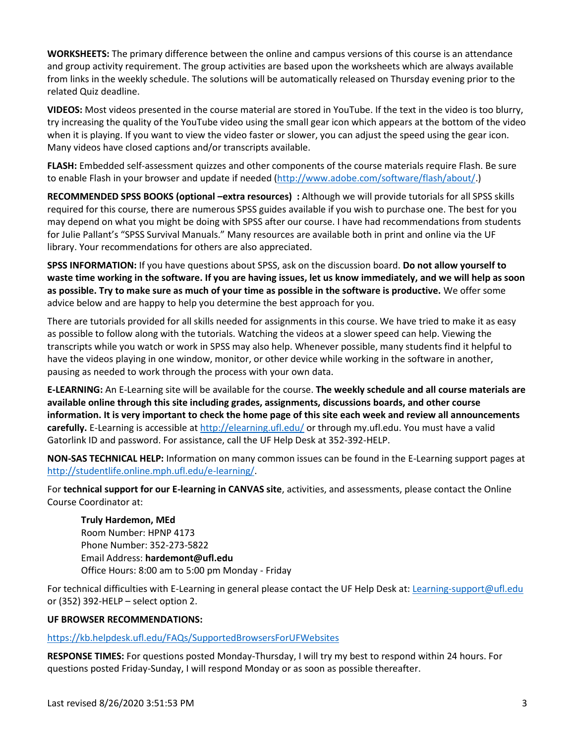**WORKSHEETS:** The primary difference between the online and campus versions of this course is an attendance and group activity requirement. The group activities are based upon the worksheets which are always available from links in the weekly schedule. The solutions will be automatically released on Thursday evening prior to the related Quiz deadline.

**VIDEOS:** Most videos presented in the course material are stored in YouTube. If the text in the video is too blurry, try increasing the quality of the YouTube video using the small gear icon which appears at the bottom of the video when it is playing. If you want to view the video faster or slower, you can adjust the speed using the gear icon. Many videos have closed captions and/or transcripts available.

**FLASH:** Embedded self-assessment quizzes and other components of the course materials require Flash. Be sure to enable Flash in your browser and update if needed (http://www.adobe.com/software/flash/about/.)

**RECOMMENDED SPSS BOOKS (optional –extra resources) :** Although we will provide tutorials for all SPSS skills required for this course, there are numerous SPSS guides available if you wish to purchase one. The best for you may depend on what you might be doing with SPSS after our course. I have had recommendations from students for Julie Pallant's "SPSS Survival Manuals." Many resources are available both in print and online via the UF library. Your recommendations for others are also appreciated.

**SPSS INFORMATION:** If you have questions about SPSS, ask on the discussion board. **Do not allow yourself to waste time working in the software. If you are having issues, let us know immediately, and we will help as soon as possible. Try to make sure as much of your time as possible in the software is productive.** We offer some advice below and are happy to help you determine the best approach for you.

There are tutorials provided for all skills needed for assignments in this course. We have tried to make it as easy as possible to follow along with the tutorials. Watching the videos at a slower speed can help. Viewing the transcripts while you watch or work in SPSS may also help. Whenever possible, many students find it helpful to have the videos playing in one window, monitor, or other device while working in the software in another, pausing as needed to work through the process with your own data.

**E-LEARNING:** An E-Learning site will be available for the course. **The weekly schedule and all course materials are available online through this site including grades, assignments, discussions boards, and other course information. It is very important to check the home page of this site each week and review all announcements carefully.** E-Learning is accessible at http://elearning.ufl.edu/ or through my.ufl.edu. You must have a valid Gatorlink ID and password. For assistance, call the UF Help Desk at 352-392-HELP.

**NON-SAS TECHNICAL HELP:** Information on many common issues can be found in the E-Learning support pages at http://studentlife.online.mph.ufl.edu/e-learning/.

For **technical support for our E-learning in CANVAS site**, activities, and assessments, please contact the Online Course Coordinator at:

> **Truly Hardemon, MEd**
> Room Number: HPNP 4173
> Phone Number: 352-273-5822
> Email Address: **hardemont@ufl.edu**
> Office Hours: 8:00 am to 5:00 pm Monday - Friday

For technical difficulties with E-Learning in general please contact the UF Help Desk at: Learning-support@ufl.edu or (352) 392-HELP – select option 2.

**UF BROWSER RECOMMENDATIONS:**

https://kb.helpdesk.ufl.edu/FAQs/SupportedBrowsersForUFWebsites

**RESPONSE TIMES:** For questions posted Monday-Thursday, I will try my best to respond within 24 hours. For questions posted Friday-Sunday, I will respond Monday or as soon as possible thereafter.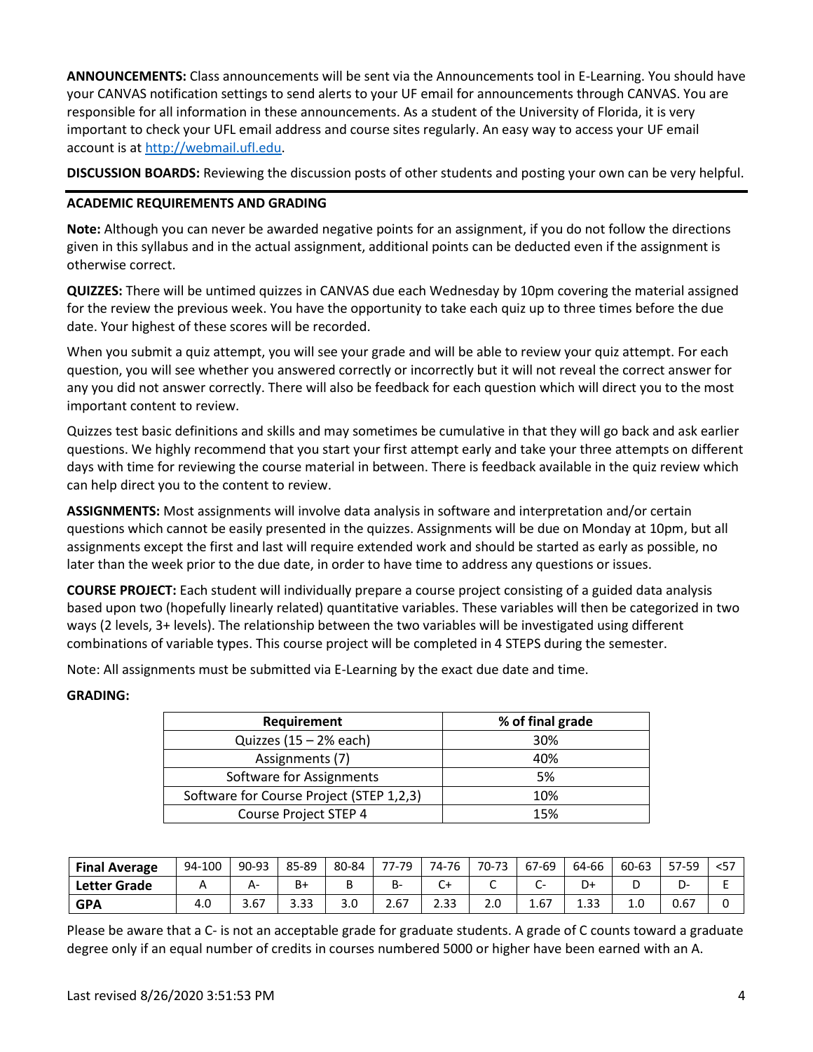**ANNOUNCEMENTS:** Class announcements will be sent via the Announcements tool in E-Learning. You should have your CANVAS notification settings to send alerts to your UF email for announcements through CANVAS. You are responsible for all information in these announcements. As a student of the University of Florida, it is very important to check your UFL email address and course sites regularly. An easy way to access your UF email account is at http://webmail.ufl.edu.

**DISCUSSION BOARDS:** Reviewing the discussion posts of other students and posting your own can be very helpful.

---

**ACADEMIC REQUIREMENTS AND GRADING**

**Note:** Although you can never be awarded negative points for an assignment, if you do not follow the directions given in this syllabus and in the actual assignment, additional points can be deducted even if the assignment is otherwise correct.

**QUIZZES:** There will be untimed quizzes in CANVAS due each Wednesday by 10pm covering the material assigned for the review the previous week. You have the opportunity to take each quiz up to three times before the due date. Your highest of these scores will be recorded.

When you submit a quiz attempt, you will see your grade and will be able to review your quiz attempt. For each question, you will see whether you answered correctly or incorrectly but it will not reveal the correct answer for any you did not answer correctly. There will also be feedback for each question which will direct you to the most important content to review.

Quizzes test basic definitions and skills and may sometimes be cumulative in that they will go back and ask earlier questions. We highly recommend that you start your first attempt early and take your three attempts on different days with time for reviewing the course material in between. There is feedback available in the quiz review which can help direct you to the content to review.

**ASSIGNMENTS:** Most assignments will involve data analysis in software and interpretation and/or certain questions which cannot be easily presented in the quizzes. Assignments will be due on Monday at 10pm, but all assignments except the first and last will require extended work and should be started as early as possible, no later than the week prior to the due date, in order to have time to address any questions or issues.

**COURSE PROJECT:** Each student will individually prepare a course project consisting of a guided data analysis based upon two (hopefully linearly related) quantitative variables. These variables will then be categorized in two ways (2 levels, 3+ levels). The relationship between the two variables will be investigated using different combinations of variable types. This course project will be completed in 4 STEPS during the semester.

Note: All assignments must be submitted via E-Learning by the exact due date and time.

**GRADING:**

| Requirement | % of final grade |
|---|---|
| Quizzes (15 – 2% each) | 30% |
| Assignments (7) | 40% |
| Software for Assignments | 5% |
| Software for Course Project (STEP 1,2,3) | 10% |
| Course Project STEP 4 | 15% |

| **Final Average** | 94-100 | 90-93 | 85-89 | 80-84 | 77-79 | 74-76 | 70-73 | 67-69 | 64-66 | 60-63 | 57-59 | <57 |
|---|---|---|---|---|---|---|---|---|---|---|---|---|
| **Letter Grade** | A | A- | B+ | B | B- | C+ | C | C- | D+ | D | D- | E |
| **GPA** | 4.0 | 3.67 | 3.33 | 3.0 | 2.67 | 2.33 | 2.0 | 1.67 | 1.33 | 1.0 | 0.67 | 0 |

Please be aware that a C- is not an acceptable grade for graduate students. A grade of C counts toward a graduate degree only if an equal number of credits in courses numbered 5000 or higher have been earned with an A.

Last revised 8/26/2020 3:51:53 PM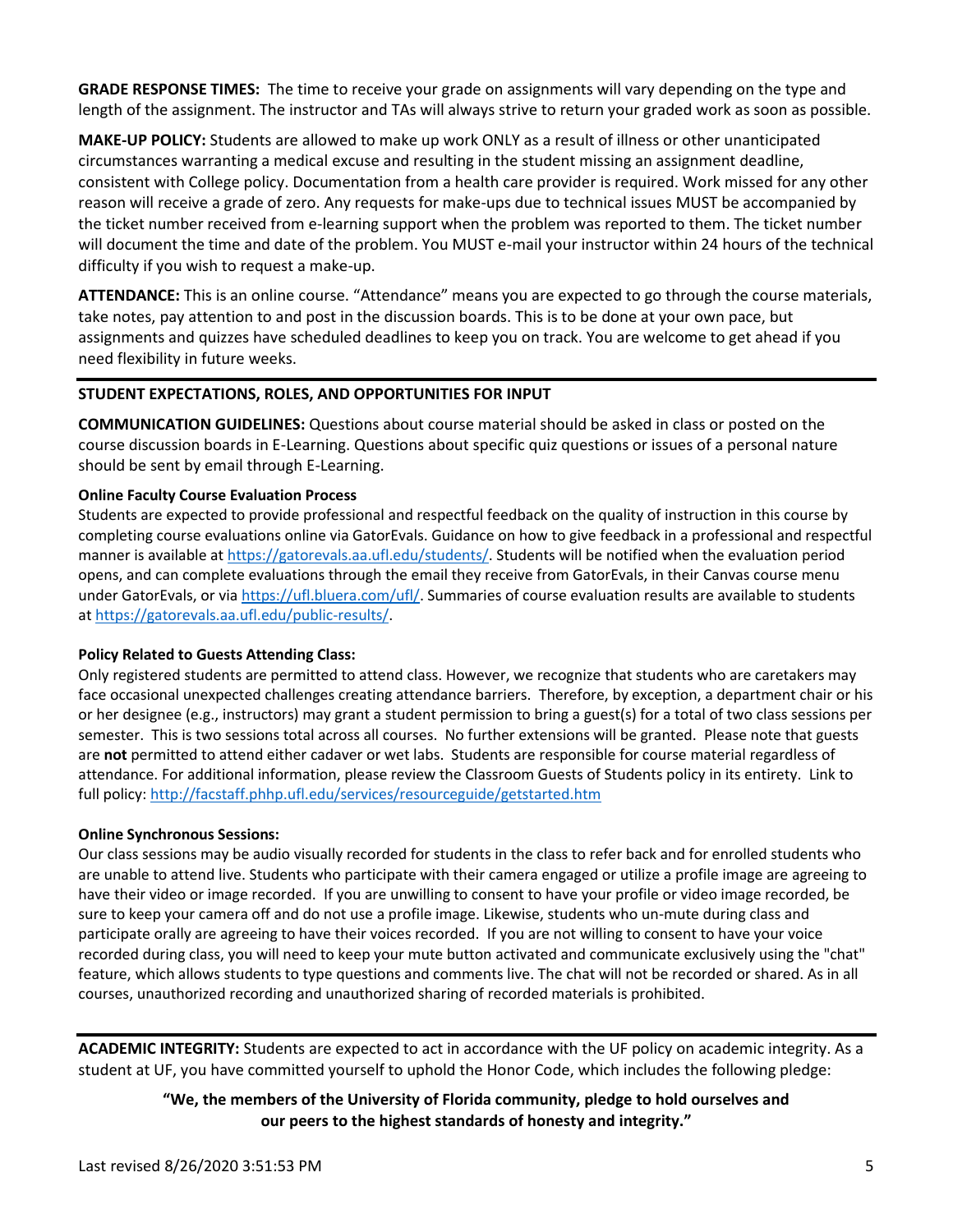**GRADE RESPONSE TIMES:** The time to receive your grade on assignments will vary depending on the type and length of the assignment. The instructor and TAs will always strive to return your graded work as soon as possible.

**MAKE-UP POLICY:** Students are allowed to make up work ONLY as a result of illness or other unanticipated circumstances warranting a medical excuse and resulting in the student missing an assignment deadline, consistent with College policy. Documentation from a health care provider is required. Work missed for any other reason will receive a grade of zero. Any requests for make-ups due to technical issues MUST be accompanied by the ticket number received from e-learning support when the problem was reported to them. The ticket number will document the time and date of the problem. You MUST e-mail your instructor within 24 hours of the technical difficulty if you wish to request a make-up.

**ATTENDANCE:** This is an online course. "Attendance" means you are expected to go through the course materials, take notes, pay attention to and post in the discussion boards. This is to be done at your own pace, but assignments and quizzes have scheduled deadlines to keep you on track. You are welcome to get ahead if you need flexibility in future weeks.

## STUDENT EXPECTATIONS, ROLES, AND OPPORTUNITIES FOR INPUT

**COMMUNICATION GUIDELINES:** Questions about course material should be asked in class or posted on the course discussion boards in E-Learning. Questions about specific quiz questions or issues of a personal nature should be sent by email through E-Learning.

**Online Faculty Course Evaluation Process**

Students are expected to provide professional and respectful feedback on the quality of instruction in this course by completing course evaluations online via GatorEvals. Guidance on how to give feedback in a professional and respectful manner is available at https://gatorevals.aa.ufl.edu/students/. Students will be notified when the evaluation period opens, and can complete evaluations through the email they receive from GatorEvals, in their Canvas course menu under GatorEvals, or via https://ufl.bluera.com/ufl/. Summaries of course evaluation results are available to students at https://gatorevals.aa.ufl.edu/public-results/.

**Policy Related to Guests Attending Class:**

Only registered students are permitted to attend class. However, we recognize that students who are caretakers may face occasional unexpected challenges creating attendance barriers. Therefore, by exception, a department chair or his or her designee (e.g., instructors) may grant a student permission to bring a guest(s) for a total of two class sessions per semester. This is two sessions total across all courses. No further extensions will be granted. Please note that guests are **not** permitted to attend either cadaver or wet labs. Students are responsible for course material regardless of attendance. For additional information, please review the Classroom Guests of Students policy in its entirety. Link to full policy: http://facstaff.phhp.ufl.edu/services/resourceguide/getstarted.htm

**Online Synchronous Sessions:**

Our class sessions may be audio visually recorded for students in the class to refer back and for enrolled students who are unable to attend live. Students who participate with their camera engaged or utilize a profile image are agreeing to have their video or image recorded. If you are unwilling to consent to have your profile or video image recorded, be sure to keep your camera off and do not use a profile image. Likewise, students who un-mute during class and participate orally are agreeing to have their voices recorded. If you are not willing to consent to have your voice recorded during class, you will need to keep your mute button activated and communicate exclusively using the "chat" feature, which allows students to type questions and comments live. The chat will not be recorded or shared. As in all courses, unauthorized recording and unauthorized sharing of recorded materials is prohibited.

**ACADEMIC INTEGRITY:** Students are expected to act in accordance with the UF policy on academic integrity. As a student at UF, you have committed yourself to uphold the Honor Code, which includes the following pledge:

**"We, the members of the University of Florida community, pledge to hold ourselves and our peers to the highest standards of honesty and integrity."**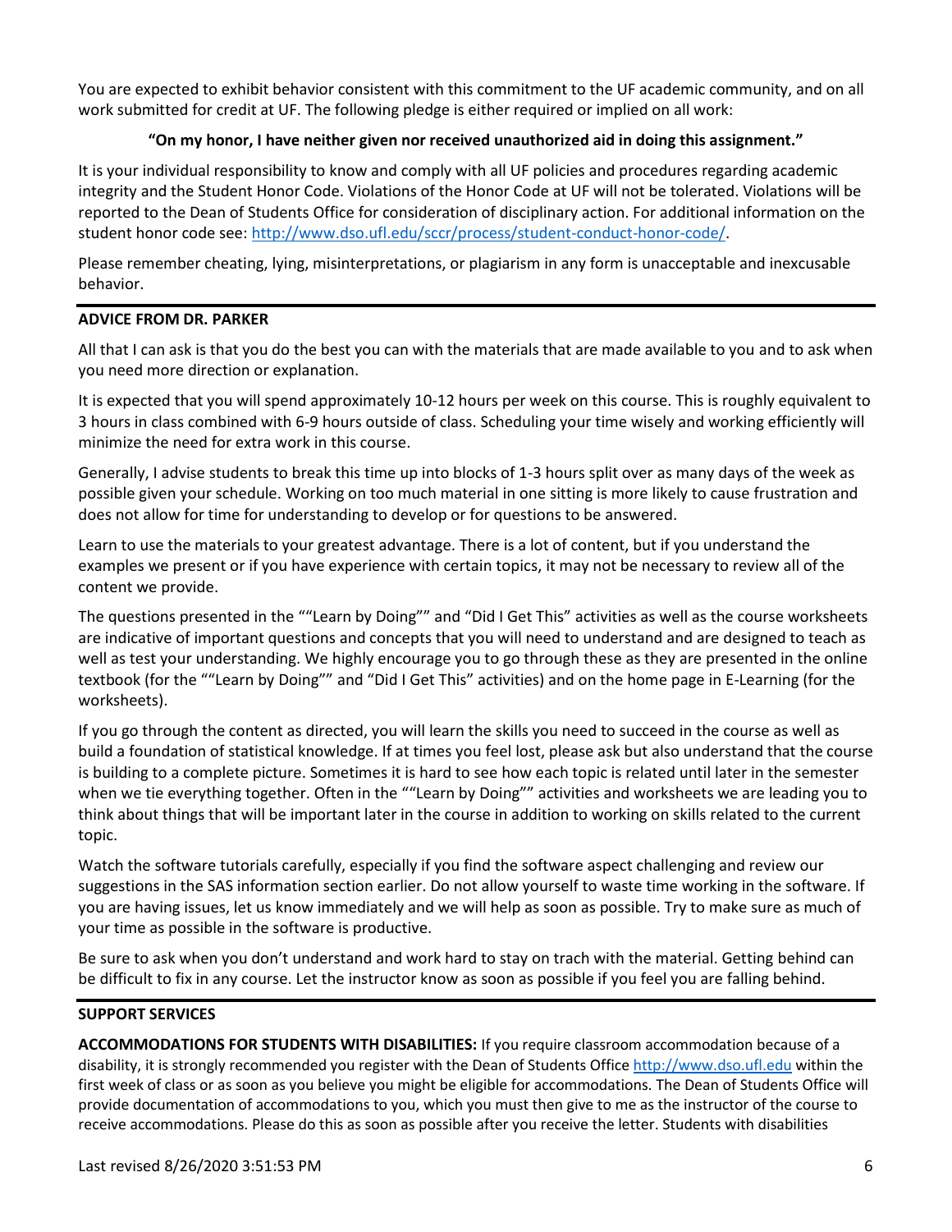You are expected to exhibit behavior consistent with this commitment to the UF academic community, and on all work submitted for credit at UF. The following pledge is either required or implied on all work:

**"On my honor, I have neither given nor received unauthorized aid in doing this assignment."**

It is your individual responsibility to know and comply with all UF policies and procedures regarding academic integrity and the Student Honor Code. Violations of the Honor Code at UF will not be tolerated. Violations will be reported to the Dean of Students Office for consideration of disciplinary action. For additional information on the student honor code see: http://www.dso.ufl.edu/sccr/process/student-conduct-honor-code/.

Please remember cheating, lying, misinterpretations, or plagiarism in any form is unacceptable and inexcusable behavior.

## ADVICE FROM DR. PARKER

All that I can ask is that you do the best you can with the materials that are made available to you and to ask when you need more direction or explanation.

It is expected that you will spend approximately 10-12 hours per week on this course. This is roughly equivalent to 3 hours in class combined with 6-9 hours outside of class. Scheduling your time wisely and working efficiently will minimize the need for extra work in this course.

Generally, I advise students to break this time up into blocks of 1-3 hours split over as many days of the week as possible given your schedule. Working on too much material in one sitting is more likely to cause frustration and does not allow for time for understanding to develop or for questions to be answered.

Learn to use the materials to your greatest advantage. There is a lot of content, but if you understand the examples we present or if you have experience with certain topics, it may not be necessary to review all of the content we provide.

The questions presented in the ""Learn by Doing"" and "Did I Get This" activities as well as the course worksheets are indicative of important questions and concepts that you will need to understand and are designed to teach as well as test your understanding. We highly encourage you to go through these as they are presented in the online textbook (for the ""Learn by Doing"" and "Did I Get This" activities) and on the home page in E-Learning (for the worksheets).

If you go through the content as directed, you will learn the skills you need to succeed in the course as well as build a foundation of statistical knowledge. If at times you feel lost, please ask but also understand that the course is building to a complete picture. Sometimes it is hard to see how each topic is related until later in the semester when we tie everything together. Often in the ""Learn by Doing"" activities and worksheets we are leading you to think about things that will be important later in the course in addition to working on skills related to the current topic.

Watch the software tutorials carefully, especially if you find the software aspect challenging and review our suggestions in the SAS information section earlier. Do not allow yourself to waste time working in the software. If you are having issues, let us know immediately and we will help as soon as possible. Try to make sure as much of your time as possible in the software is productive.

Be sure to ask when you don't understand and work hard to stay on trach with the material. Getting behind can be difficult to fix in any course. Let the instructor know as soon as possible if you feel you are falling behind.

## SUPPORT SERVICES

**ACCOMMODATIONS FOR STUDENTS WITH DISABILITIES:** If you require classroom accommodation because of a disability, it is strongly recommended you register with the Dean of Students Office http://www.dso.ufl.edu within the first week of class or as soon as you believe you might be eligible for accommodations. The Dean of Students Office will provide documentation of accommodations to you, which you must then give to me as the instructor of the course to receive accommodations. Please do this as soon as possible after you receive the letter. Students with disabilities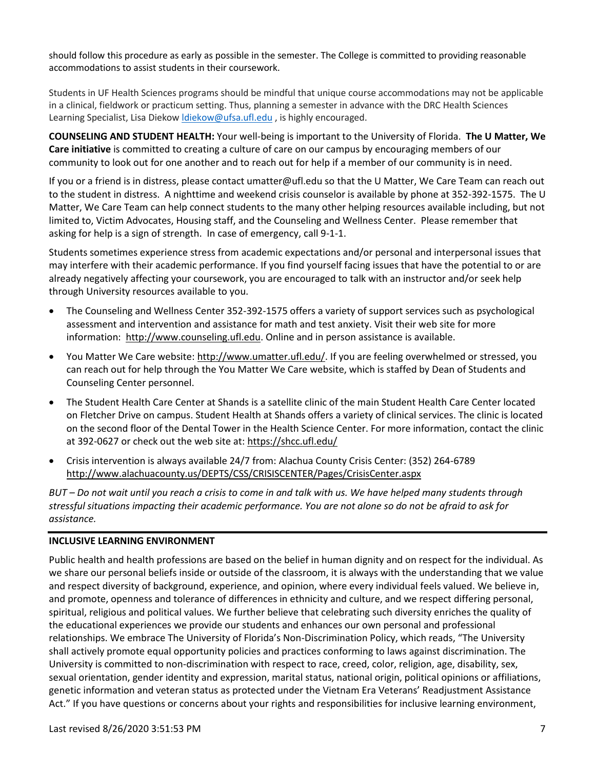should follow this procedure as early as possible in the semester. The College is committed to providing reasonable accommodations to assist students in their coursework.

Students in UF Health Sciences programs should be mindful that unique course accommodations may not be applicable in a clinical, fieldwork or practicum setting. Thus, planning a semester in advance with the DRC Health Sciences Learning Specialist, Lisa Diekow [ldiekow@ufsa.ufl.edu](mailto:ldiekow@ufsa.ufl.edu) , is highly encouraged.

**COUNSELING AND STUDENT HEALTH:** Your well-being is important to the University of Florida. **The U Matter, We Care initiative** is committed to creating a culture of care on our campus by encouraging members of our community to look out for one another and to reach out for help if a member of our community is in need.

If you or a friend is in distress, please contact umatter@ufl.edu so that the U Matter, We Care Team can reach out to the student in distress. A nighttime and weekend crisis counselor is available by phone at 352-392-1575. The U Matter, We Care Team can help connect students to the many other helping resources available including, but not limited to, Victim Advocates, Housing staff, and the Counseling and Wellness Center. Please remember that asking for help is a sign of strength. In case of emergency, call 9-1-1.

Students sometimes experience stress from academic expectations and/or personal and interpersonal issues that may interfere with their academic performance. If you find yourself facing issues that have the potential to or are already negatively affecting your coursework, you are encouraged to talk with an instructor and/or seek help through University resources available to you.

- The Counseling and Wellness Center 352-392-1575 offers a variety of support services such as psychological assessment and intervention and assistance for math and test anxiety. Visit their web site for more information: [http://www.counseling.ufl.edu](http://www.counseling.ufl.edu). Online and in person assistance is available.
- You Matter We Care website: [http://www.umatter.ufl.edu/](http://www.umatter.ufl.edu/). If you are feeling overwhelmed or stressed, you can reach out for help through the You Matter We Care website, which is staffed by Dean of Students and Counseling Center personnel.
- The Student Health Care Center at Shands is a satellite clinic of the main Student Health Care Center located on Fletcher Drive on campus. Student Health at Shands offers a variety of clinical services. The clinic is located on the second floor of the Dental Tower in the Health Science Center. For more information, contact the clinic at 392-0627 or check out the web site at: [https://shcc.ufl.edu/](https://shcc.ufl.edu/)
- Crisis intervention is always available 24/7 from: Alachua County Crisis Center: (352) 264-6789 [http://www.alachuacounty.us/DEPTS/CSS/CRISISCENTER/Pages/CrisisCenter.aspx](http://www.alachuacounty.us/DEPTS/CSS/CRISISCENTER/Pages/CrisisCenter.aspx)

*BUT – Do not wait until you reach a crisis to come in and talk with us. We have helped many students through stressful situations impacting their academic performance. You are not alone so do not be afraid to ask for assistance.*

**INCLUSIVE LEARNING ENVIRONMENT**

Public health and health professions are based on the belief in human dignity and on respect for the individual. As we share our personal beliefs inside or outside of the classroom, it is always with the understanding that we value and respect diversity of background, experience, and opinion, where every individual feels valued. We believe in, and promote, openness and tolerance of differences in ethnicity and culture, and we respect differing personal, spiritual, religious and political values. We further believe that celebrating such diversity enriches the quality of the educational experiences we provide our students and enhances our own personal and professional relationships. We embrace The University of Florida's Non-Discrimination Policy, which reads, "The University shall actively promote equal opportunity policies and practices conforming to laws against discrimination. The University is committed to non-discrimination with respect to race, creed, color, religion, age, disability, sex, sexual orientation, gender identity and expression, marital status, national origin, political opinions or affiliations, genetic information and veteran status as protected under the Vietnam Era Veterans' Readjustment Assistance Act." If you have questions or concerns about your rights and responsibilities for inclusive learning environment,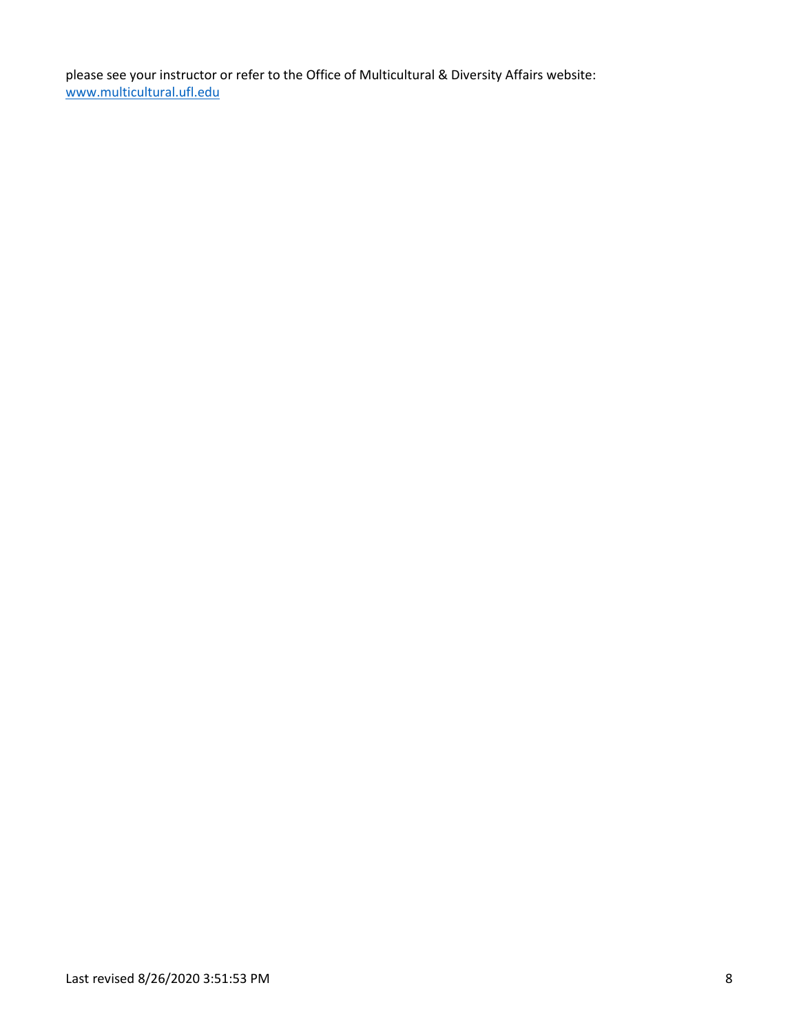please see your instructor or refer to the Office of Multicultural & Diversity Affairs website: [www.multicultural.ufl.edu](http://www.multicultural.ufl.edu)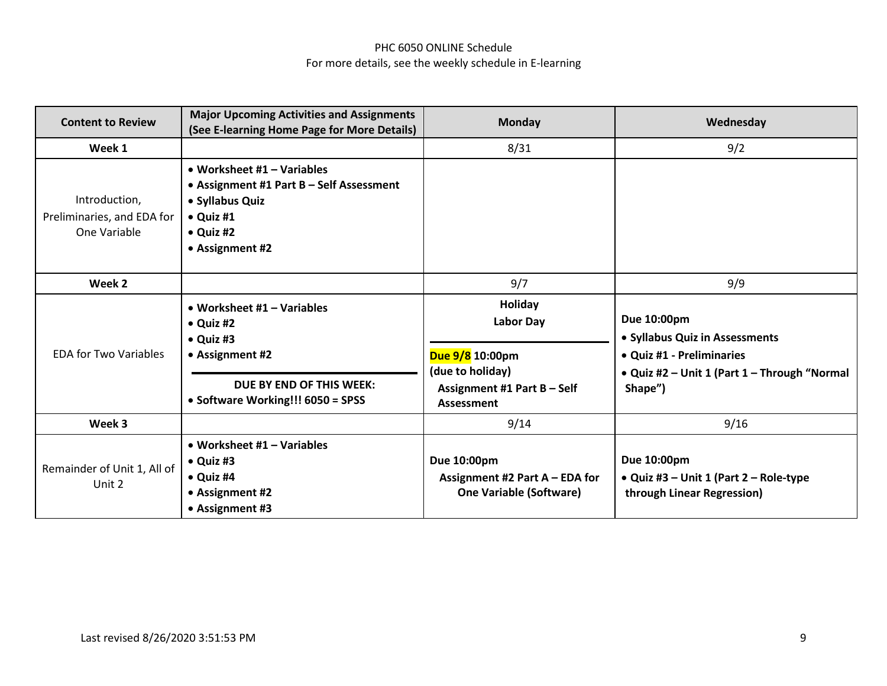PHC 6050 ONLINE Schedule
For more details, see the weekly schedule in E-learning

| Content to Review | Major Upcoming Activities and Assignments (See E-learning Home Page for More Details) | Monday | Wednesday |
|---|---|---|---|
| **Week 1** | | 8/31 | 9/2 |
| Introduction, Preliminaries, and EDA for One Variable | • **Worksheet #1 – Variables**<br>• **Assignment #1 Part B – Self Assessment**<br>• **Syllabus Quiz**<br>• **Quiz #1**<br>• **Quiz #2**<br>• **Assignment #2** | | |
| **Week 2** | | 9/7 | 9/9 |
| EDA for Two Variables | • **Worksheet #1 – Variables**<br>• **Quiz #2**<br>• **Quiz #3**<br>• **Assignment #2**<br>**DUE BY END OF THIS WEEK:**<br>• **Software Working!!! 6050 = SPSS** | **Holiday**<br>**Labor Day**<br>**Due 9/8 10:00pm (due to holiday)**<br>**Assignment #1 Part B – Self Assessment** | **Due 10:00pm**<br>• **Syllabus Quiz in Assessments**<br>• **Quiz #1 - Preliminaries**<br>• **Quiz #2 – Unit 1 (Part 1 – Through "Normal Shape")** |
| **Week 3** | | 9/14 | 9/16 |
| Remainder of Unit 1, All of Unit 2 | • **Worksheet #1 – Variables**<br>• **Quiz #3**<br>• **Quiz #4**<br>• **Assignment #2**<br>• **Assignment #3** | **Due 10:00pm**<br>**Assignment #2 Part A – EDA for One Variable (Software)** | **Due 10:00pm**<br>• **Quiz #3 – Unit 1 (Part 2 – Role-type through Linear Regression)** |

Last revised 8/26/2020 3:51:53 PM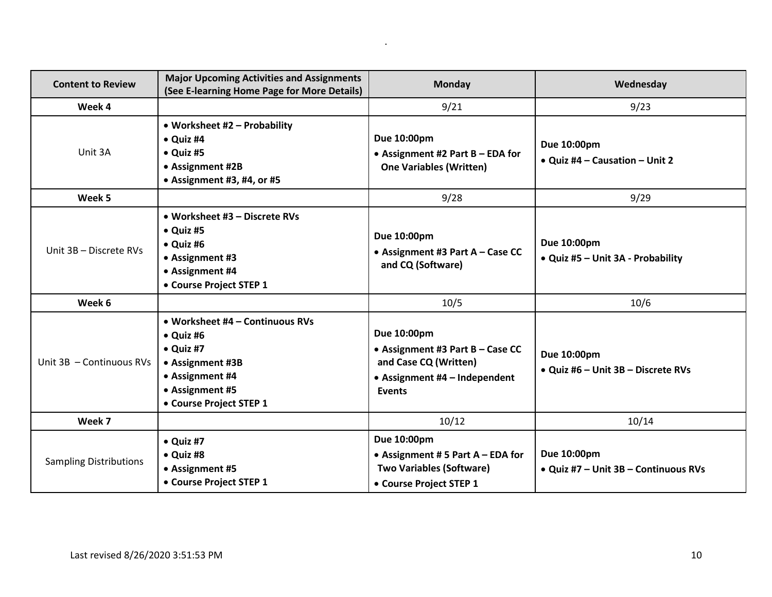| Content to Review | Major Upcoming Activities and Assignments (See E-learning Home Page for More Details) | Monday | Wednesday |
|---|---|---|---|
| **Week 4** | | 9/21 | 9/23 |
| Unit 3A | • **Worksheet #2 – Probability**<br>• **Quiz #4**<br>• **Quiz #5**<br>• **Assignment #2B**<br>• **Assignment #3, #4, or #5** | **Due 10:00pm**<br>• **Assignment #2 Part B – EDA for One Variables (Written)** | **Due 10:00pm**<br>• **Quiz #4 – Causation – Unit 2** |
| **Week 5** | | 9/28 | 9/29 |
| Unit 3B – Discrete RVs | • **Worksheet #3 – Discrete RVs**<br>• **Quiz #5**<br>• **Quiz #6**<br>• **Assignment #3**<br>• **Assignment #4**<br>• **Course Project STEP 1** | **Due 10:00pm**<br>• **Assignment #3 Part A – Case CC and CQ (Software)** | **Due 10:00pm**<br>• **Quiz #5 – Unit 3A - Probability** |
| **Week 6** | | 10/5 | 10/6 |
| Unit 3B – Continuous RVs | • **Worksheet #4 – Continuous RVs**<br>• **Quiz #6**<br>• **Quiz #7**<br>• **Assignment #3B**<br>• **Assignment #4**<br>• **Assignment #5**<br>• **Course Project STEP 1** | **Due 10:00pm**<br>• **Assignment #3 Part B – Case CC and Case CQ (Written)**<br>• **Assignment #4 – Independent Events** | **Due 10:00pm**<br>• **Quiz #6 – Unit 3B – Discrete RVs** |
| **Week 7** | | 10/12 | 10/14 |
| Sampling Distributions | • **Quiz #7**<br>• **Quiz #8**<br>• **Assignment #5**<br>• **Course Project STEP 1** | **Due 10:00pm**<br>• **Assignment # 5 Part A – EDA for Two Variables (Software)**<br>• **Course Project STEP 1** | **Due 10:00pm**<br>• **Quiz #7 – Unit 3B – Continuous RVs** |

Last revised 8/26/2020 3:51:53 PM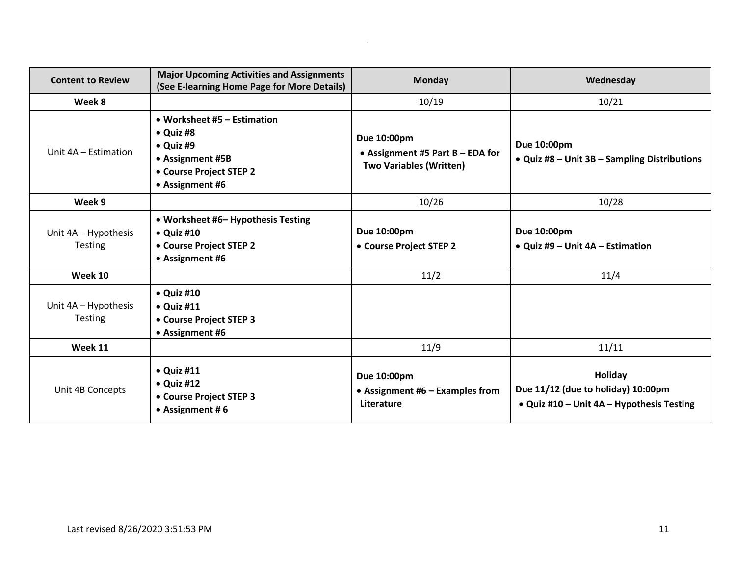| Content to Review | Major Upcoming Activities and Assignments (See E-learning Home Page for More Details) | Monday | Wednesday |
| --- | --- | --- | --- |
| **Week 8** | | 10/19 | 10/21 |
| Unit 4A – Estimation | • **Worksheet #5 – Estimation**<br>• **Quiz #8**<br>• **Quiz #9**<br>• **Assignment #5B**<br>• **Course Project STEP 2**<br>• **Assignment #6** | **Due 10:00pm**<br>• **Assignment #5 Part B – EDA for Two Variables (Written)** | **Due 10:00pm**<br>• **Quiz #8 – Unit 3B – Sampling Distributions** |
| **Week 9** | | 10/26 | 10/28 |
| Unit 4A – Hypothesis Testing | • **Worksheet #6– Hypothesis Testing**<br>• **Quiz #10**<br>• **Course Project STEP 2**<br>• **Assignment #6** | **Due 10:00pm**<br>• **Course Project STEP 2** | **Due 10:00pm**<br>• **Quiz #9 – Unit 4A – Estimation** |
| **Week 10** | | 11/2 | 11/4 |
| Unit 4A – Hypothesis Testing | • **Quiz #10**<br>• **Quiz #11**<br>• **Course Project STEP 3**<br>• **Assignment #6** | | |
| **Week 11** | | 11/9 | 11/11 |
| Unit 4B Concepts | • **Quiz #11**<br>• **Quiz #12**<br>• **Course Project STEP 3**<br>• **Assignment # 6** | **Due 10:00pm**<br>• **Assignment #6 – Examples from Literature** | **Holiday**<br>**Due 11/12 (due to holiday) 10:00pm**<br>• **Quiz #10 – Unit 4A – Hypothesis Testing** |

Last revised 8/26/2020 3:51:53 PM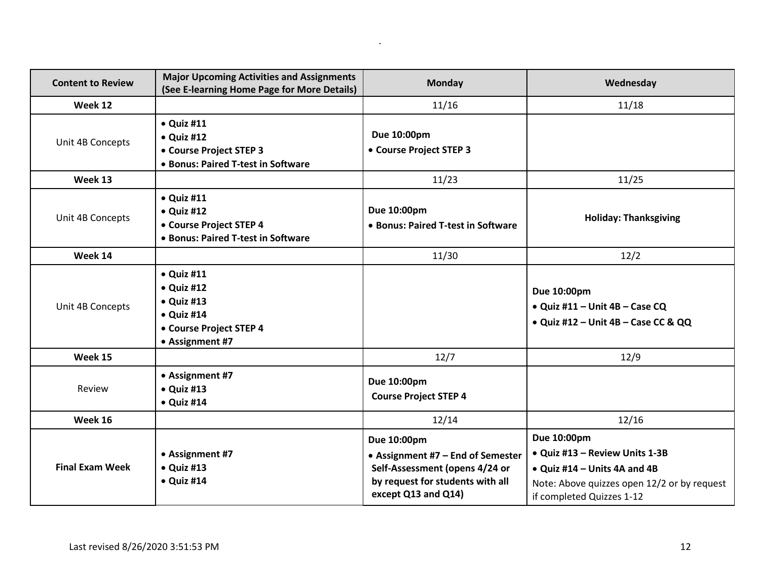| Content to Review | Major Upcoming Activities and Assignments (See E-learning Home Page for More Details) | Monday | Wednesday |
|---|---|---|---|
| **Week 12** | | 11/16 | 11/18 |
| Unit 4B Concepts | • **Quiz #11**<br>• **Quiz #12**<br>• **Course Project STEP 3**<br>• **Bonus: Paired T-test in Software** | **Due 10:00pm**<br>• **Course Project STEP 3** | |
| **Week 13** | | 11/23 | 11/25 |
| Unit 4B Concepts | • **Quiz #11**<br>• **Quiz #12**<br>• **Course Project STEP 4**<br>• **Bonus: Paired T-test in Software** | **Due 10:00pm**<br>• **Bonus: Paired T-test in Software** | **Holiday: Thanksgiving** |
| **Week 14** | | 11/30 | 12/2 |
| Unit 4B Concepts | • **Quiz #11**<br>• **Quiz #12**<br>• **Quiz #13**<br>• **Quiz #14**<br>• **Course Project STEP 4**<br>• **Assignment #7** | | **Due 10:00pm**<br>• **Quiz #11 – Unit 4B – Case CQ**<br>• **Quiz #12 – Unit 4B – Case CC & QQ** |
| **Week 15** | | 12/7 | 12/9 |
| Review | • **Assignment #7**<br>• **Quiz #13**<br>• **Quiz #14** | **Due 10:00pm**<br>**Course Project STEP 4** | |
| **Week 16** | | 12/14 | 12/16 |
| **Final Exam Week** | • **Assignment #7**<br>• **Quiz #13**<br>• **Quiz #14** | **Due 10:00pm**<br>• **Assignment #7 – End of Semester Self-Assessment (opens 4/24 or by request for students with all except Q13 and Q14)** | **Due 10:00pm**<br>• **Quiz #13 – Review Units 1-3B**<br>• **Quiz #14 – Units 4A and 4B**<br>Note: Above quizzes open 12/2 or by request if completed Quizzes 1-12 |

Last revised 8/26/2020 3:51:53 PM